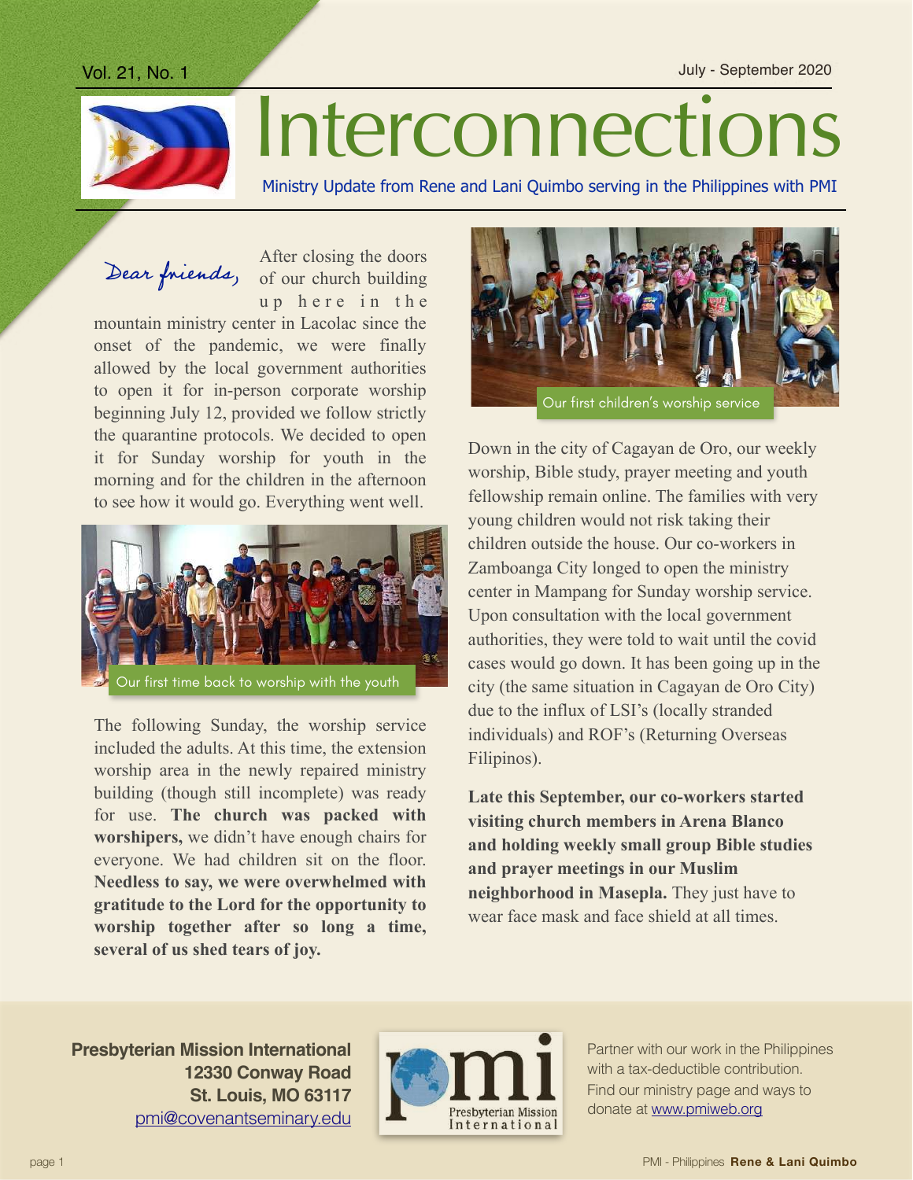Vol. 21, No. 1

July - September 2020

# Interconnections

Ministry Update from Rene and Lani Quimbo serving in the Philippines with PMI

*Dear friends,*

After closing the doors of our church building up here in the mountain ministry center in Lacolac since the onset of the pandemic, we were finally allowed by the local government authorities to open it for in-person corporate worship beginning July 12, provided we follow strictly the quarantine protocols. We decided to open it for Sunday worship for youth in the morning and for the children in the afternoon to see how it would go. Everything went well.

Our first time back to worship with the youth

The following Sunday, the worship service included the adults. At this time, the extension worship area in the newly repaired ministry building (though still incomplete) was ready for use. **The church was packed with worshipers,** we didn't have enough chairs for everyone. We had children sit on the floor. **Needless to say, we were overwhelmed with gratitude to the Lord for the opportunity to worship together after so long a time, several of us shed tears of joy.**

Our first children's worship service

Down in the city of Cagayan de Oro, our weekly worship, Bible study, prayer meeting and youth fellowship remain online. The families with very young children would not risk taking their children outside the house. Our co-workers in Zamboanga City longed to open the ministry center in Mampang for Sunday worship service. Upon consultation with the local government authorities, they were told to wait until the covid cases would go down. It has been going up in the city (the same situation in Cagayan de Oro City) due to the influx of LSI's (locally stranded individuals) and ROF's (Returning Overseas Filipinos).

**Late this September, our co-workers started visiting church members in Arena Blanco and holding weekly small group Bible studies and prayer meetings in our Muslim neighborhood in Masepla.** They just have to wear face mask and face shield at all times.

**Presbyterian Mission International**
**12330 Conway Road**
**St. Louis, MO 63117**
pmi@covenantseminary.edu

Partner with our work in the Philippines with a tax-deductible contribution. Find our ministry page and ways to donate at www.pmiweb.org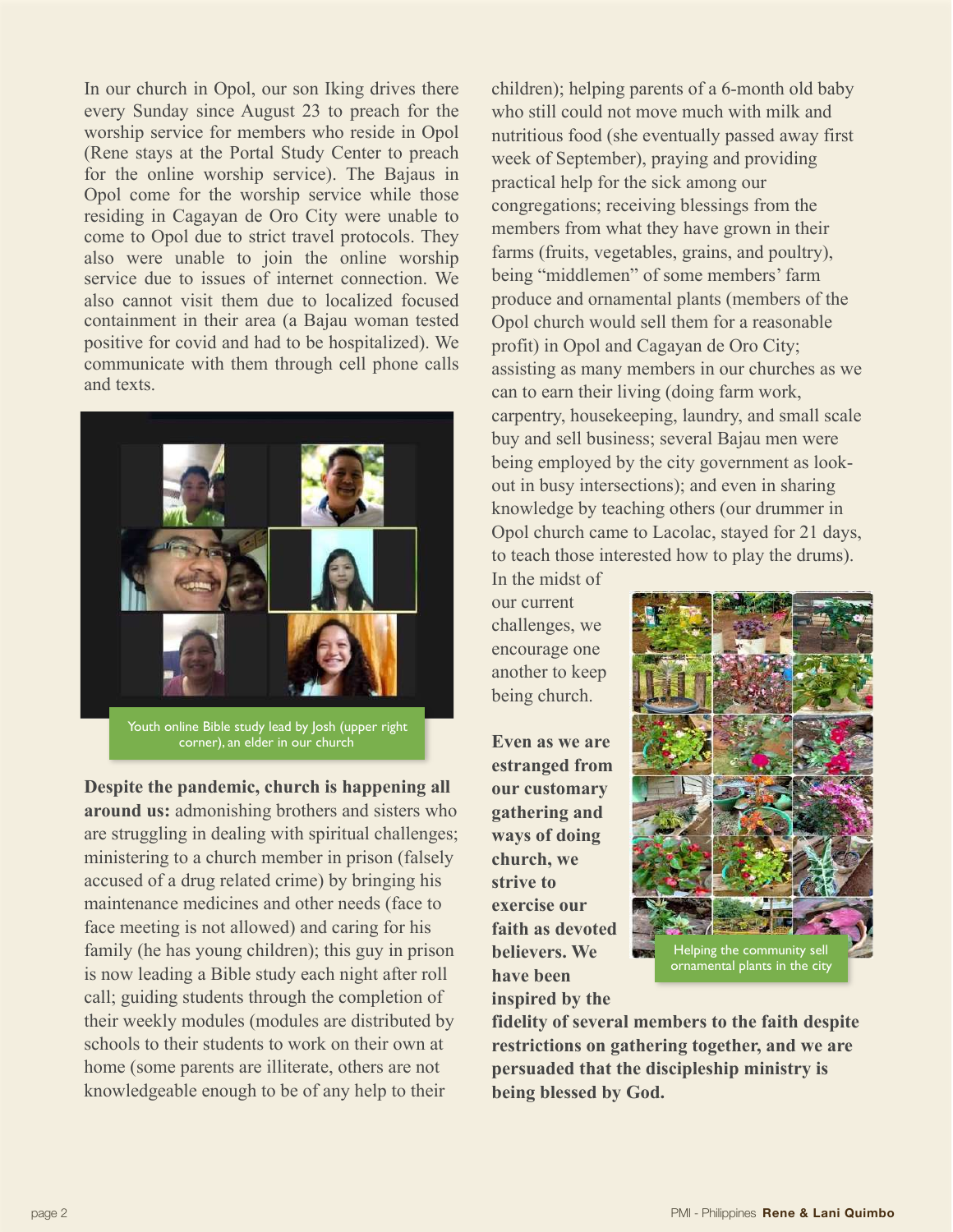In our church in Opol, our son Iking drives there every Sunday since August 23 to preach for the worship service for members who reside in Opol (Rene stays at the Portal Study Center to preach for the online worship service). The Bajaus in Opol come for the worship service while those residing in Cagayan de Oro City were unable to come to Opol due to strict travel protocols. They also were unable to join the online worship service due to issues of internet connection. We also cannot visit them due to localized focused containment in their area (a Bajau woman tested positive for covid and had to be hospitalized). We communicate with them through cell phone calls and texts.

Youth online Bible study lead by Josh (upper right corner), an elder in our church

**Despite the pandemic, church is happening all around us:** admonishing brothers and sisters who are struggling in dealing with spiritual challenges; ministering to a church member in prison (falsely accused of a drug related crime) by bringing his maintenance medicines and other needs (face to face meeting is not allowed) and caring for his family (he has young children); this guy in prison is now leading a Bible study each night after roll call; guiding students through the completion of their weekly modules (modules are distributed by schools to their students to work on their own at home (some parents are illiterate, others are not knowledgeable enough to be of any help to their children); helping parents of a 6-month old baby who still could not move much with milk and nutritious food (she eventually passed away first week of September), praying and providing practical help for the sick among our congregations; receiving blessings from the members from what they have grown in their farms (fruits, vegetables, grains, and poultry), being "middlemen" of some members' farm produce and ornamental plants (members of the Opol church would sell them for a reasonable profit) in Opol and Cagayan de Oro City; assisting as many members in our churches as we can to earn their living (doing farm work, carpentry, housekeeping, laundry, and small scale buy and sell business; several Bajau men were being employed by the city government as look-out in busy intersections); and even in sharing knowledge by teaching others (our drummer in Opol church came to Lacolac, stayed for 21 days, to teach those interested how to play the drums). In the midst of our current challenges, we encourage one another to keep being church.

**Even as we are estranged from our customary gathering and ways of doing church, we strive to exercise our faith as devoted believers. We have been inspired by the fidelity of several members to the faith despite restrictions on gathering together, and we are persuaded that the discipleship ministry is being blessed by God.**

Helping the community sell ornamental plants in the city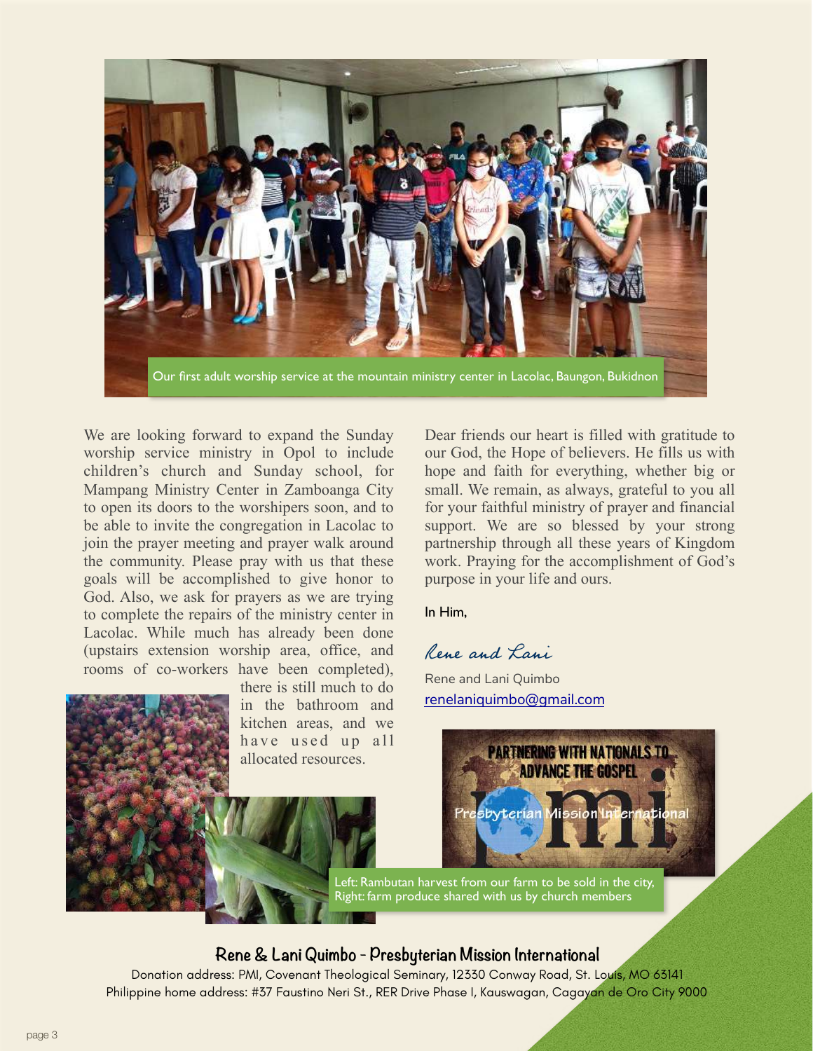Our first adult worship service at the mountain ministry center in Lacolac, Baungon, Bukidnon

We are looking forward to expand the Sunday worship service ministry in Opol to include children's church and Sunday school, for Mampang Ministry Center in Zamboanga City to open its doors to the worshipers soon, and to be able to invite the congregation in Lacolac to join the prayer meeting and prayer walk around the community. Please pray with us that these goals will be accomplished to give honor to God. Also, we ask for prayers as we are trying to complete the repairs of the ministry center in Lacolac. While much has already been done (upstairs extension worship area, office, and rooms of co-workers have been completed), there is still much to do in the bathroom and kitchen areas, and we have used up all allocated resources.

Left: Rambutan harvest from our farm to be sold in the city, Right: farm produce shared with us by church members

Dear friends our heart is filled with gratitude to our God, the Hope of believers. He fills us with hope and faith for everything, whether big or small. We remain, as always, grateful to you all for your faithful ministry of prayer and financial support. We are so blessed by your strong partnership through all these years of Kingdom work. Praying for the accomplishment of God's purpose in your life and ours.

In Him,

*Rene and Lani*

Rene and Lani Quimbo
renelaniquimbo@gmail.com

PARTNERING WITH NATIONALS TO ADVANCE THE GOSPEL
Presbyterian Mission International

**Rene & Lani Quimbo - Presbyterian Mission International**

Donation address: PMI, Covenant Theological Seminary, 12330 Conway Road, St. Louis, MO 63141
Philippine home address: #37 Faustino Neri St., RER Drive Phase I, Kauswagan, Cagayan de Oro City 9000